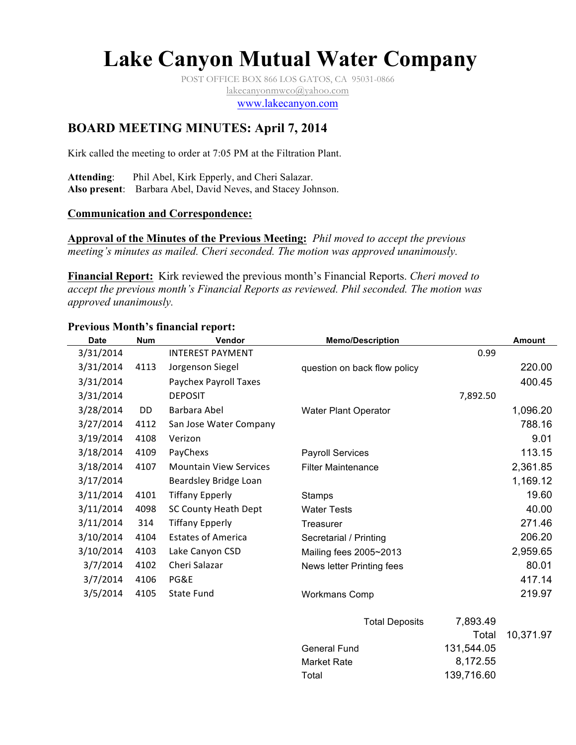# Lake Canyon Mutual Water Company

POST OFFICE BOX 866 LOS GATOS, CA 95031-0866
lakecanyonmwco@yahoo.com
www.lakecanyon.com

## BOARD MEETING MINUTES: April 7, 2014

Kirk called the meeting to order at 7:05 PM at the Filtration Plant.

**Attending**: Phil Abel, Kirk Epperly, and Cheri Salazar.
**Also present**: Barbara Abel, David Neves, and Stacey Johnson.

**Communication and Correspondence:**

**Approval of the Minutes of the Previous Meeting:** *Phil moved to accept the previous meeting's minutes as mailed. Cheri seconded. The motion was approved unanimously.*

**Financial Report:** Kirk reviewed the previous month's Financial Reports. *Cheri moved to accept the previous month's Financial Reports as reviewed. Phil seconded. The motion was approved unanimously.*

### Previous Month's financial report:

| Date | Num | Vendor | Memo/Description | | Amount |
|---|---|---|---|---|---|
| 3/31/2014 | | INTEREST PAYMENT | | 0.99 | |
| 3/31/2014 | 4113 | Jorgenson Siegel | question on back flow policy | | 220.00 |
| 3/31/2014 | | Paychex Payroll Taxes | | | 400.45 |
| 3/31/2014 | | DEPOSIT | | 7,892.50 | |
| 3/28/2014 | DD | Barbara Abel | Water Plant Operator | | 1,096.20 |
| 3/27/2014 | 4112 | San Jose Water Company | | | 788.16 |
| 3/19/2014 | 4108 | Verizon | | | 9.01 |
| 3/18/2014 | 4109 | PayChexs | Payroll Services | | 113.15 |
| 3/18/2014 | 4107 | Mountain View Services | Filter Maintenance | | 2,361.85 |
| 3/17/2014 | | Beardsley Bridge Loan | | | 1,169.12 |
| 3/11/2014 | 4101 | Tiffany Epperly | Stamps | | 19.60 |
| 3/11/2014 | 4098 | SC County Heath Dept | Water Tests | | 40.00 |
| 3/11/2014 | 314 | Tiffany Epperly | Treasurer | | 271.46 |
| 3/10/2014 | 4104 | Estates of America | Secretarial / Printing | | 206.20 |
| 3/10/2014 | 4103 | Lake Canyon CSD | Mailing fees 2005~2013 | | 2,959.65 |
| 3/7/2014 | 4102 | Cheri Salazar | News letter Printing fees | | 80.01 |
| 3/7/2014 | 4106 | PG&E | | | 417.14 |
| 3/5/2014 | 4105 | State Fund | Workmans Comp | | 219.97 |
| | | | Total Deposits | 7,893.49 | |
| | | | | Total | 10,371.97 |
| | | | General Fund | 131,544.05 | |
| | | | Market Rate | 8,172.55 | |
| | | | Total | 139,716.60 | |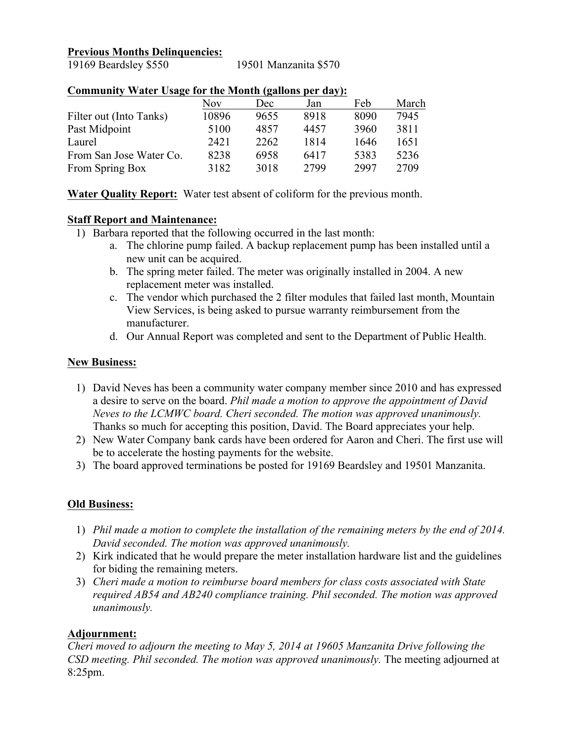**Previous Months Delinquencies:**

19169 Beardsley $550 19501 Manzanita $570

**Community Water Usage for the Month (gallons per day):**

| | Nov | Dec | Jan | Feb | March |
|---|---|---|---|---|---|
| Filter out (Into Tanks) | 10896 | 9655 | 8918 | 8090 | 7945 |
| Past Midpoint | 5100 | 4857 | 4457 | 3960 | 3811 |
| Laurel | 2421 | 2262 | 1814 | 1646 | 1651 |
| From San Jose Water Co. | 8238 | 6958 | 6417 | 5383 | 5236 |
| From Spring Box | 3182 | 3018 | 2799 | 2997 | 2709 |

**Water Quality Report:** Water test absent of coliform for the previous month.

**Staff Report and Maintenance:**

1) Barbara reported that the following occurred in the last month:
   a. The chlorine pump failed. A backup replacement pump has been installed until a new unit can be acquired.
   b. The spring meter failed. The meter was originally installed in 2004. A new replacement meter was installed.
   c. The vendor which purchased the 2 filter modules that failed last month, Mountain View Services, is being asked to pursue warranty reimbursement from the manufacturer.
   d. Our Annual Report was completed and sent to the Department of Public Health.

**New Business:**

1) David Neves has been a community water company member since 2010 and has expressed a desire to serve on the board. *Phil made a motion to approve the appointment of David Neves to the LCMWC board. Cheri seconded. The motion was approved unanimously.* Thanks so much for accepting this position, David. The Board appreciates your help.
2) New Water Company bank cards have been ordered for Aaron and Cheri. The first use will be to accelerate the hosting payments for the website.
3) The board approved terminations be posted for 19169 Beardsley and 19501 Manzanita.

**Old Business:**

1) *Phil made a motion to complete the installation of the remaining meters by the end of 2014. David seconded. The motion was approved unanimously.*
2) Kirk indicated that he would prepare the meter installation hardware list and the guidelines for biding the remaining meters.
3) *Cheri made a motion to reimburse board members for class costs associated with State required AB54 and AB240 compliance training. Phil seconded. The motion was approved unanimously.*

**Adjournment:**

*Cheri moved to adjourn the meeting to May 5, 2014 at 19605 Manzanita Drive following the CSD meeting. Phil seconded. The motion was approved unanimously.* The meeting adjourned at 8:25pm.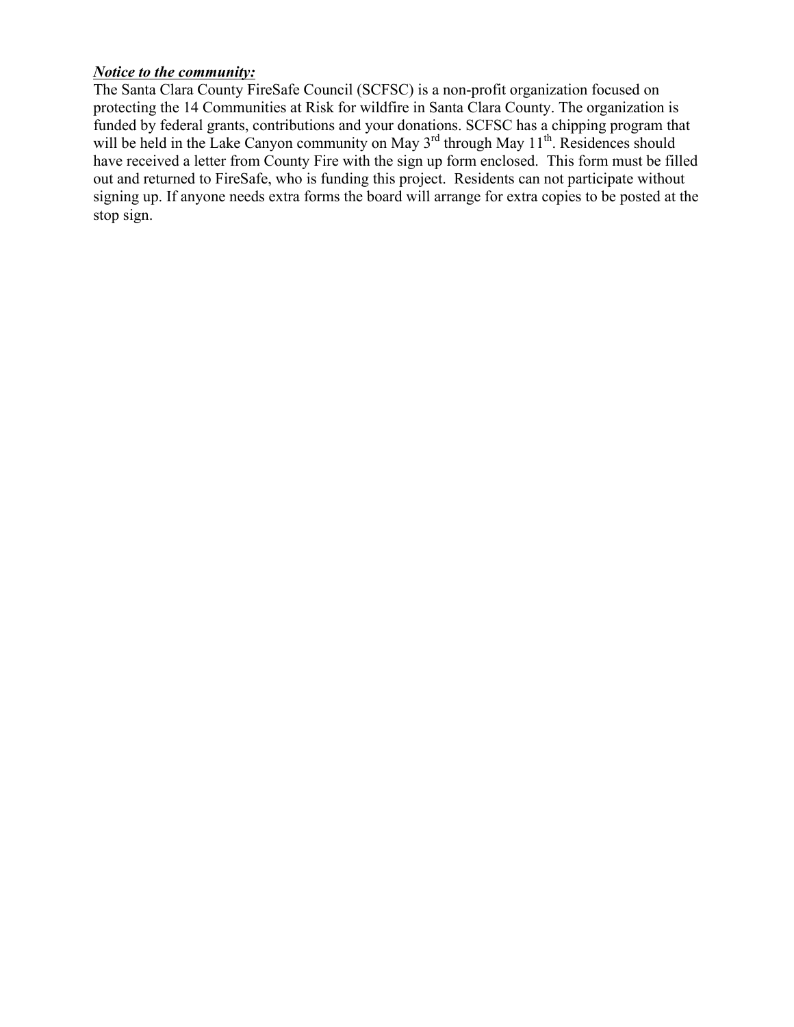***Notice to the community:***

The Santa Clara County FireSafe Council (SCFSC) is a non-profit organization focused on protecting the 14 Communities at Risk for wildfire in Santa Clara County. The organization is funded by federal grants, contributions and your donations. SCFSC has a chipping program that will be held in the Lake Canyon community on May 3rd through May 11th. Residences should have received a letter from County Fire with the sign up form enclosed. This form must be filled out and returned to FireSafe, who is funding this project. Residents can not participate without signing up. If anyone needs extra forms the board will arrange for extra copies to be posted at the stop sign.